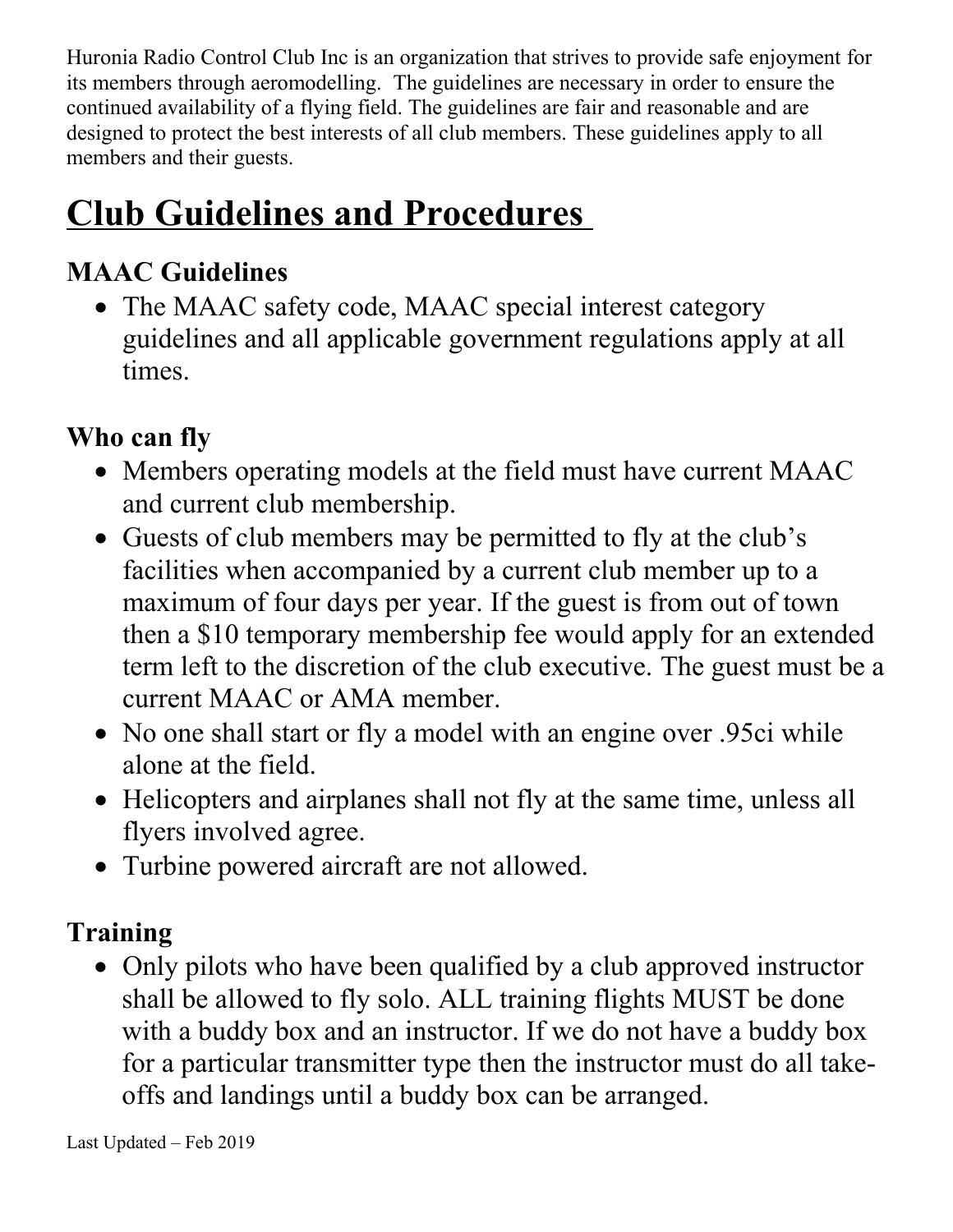Huronia Radio Control Club Inc is an organization that strives to provide safe enjoyment for its members through aeromodelling. The guidelines are necessary in order to ensure the continued availability of a flying field. The guidelines are fair and reasonable and are designed to protect the best interests of all club members. These guidelines apply to all members and their guests.

# Club Guidelines and Procedures

## MAAC Guidelines

- The MAAC safety code, MAAC special interest category guidelines and all applicable government regulations apply at all times.

## Who can fly

- Members operating models at the field must have current MAAC and current club membership.
- Guests of club members may be permitted to fly at the club's facilities when accompanied by a current club member up to a maximum of four days per year. If the guest is from out of town then a $10 temporary membership fee would apply for an extended term left to the discretion of the club executive. The guest must be a current MAAC or AMA member.
- No one shall start or fly a model with an engine over .95ci while alone at the field.
- Helicopters and airplanes shall not fly at the same time, unless all flyers involved agree.
- Turbine powered aircraft are not allowed.

## Training

- Only pilots who have been qualified by a club approved instructor shall be allowed to fly solo. ALL training flights MUST be done with a buddy box and an instructor. If we do not have a buddy box for a particular transmitter type then the instructor must do all take-offs and landings until a buddy box can be arranged.

Last Updated – Feb 2019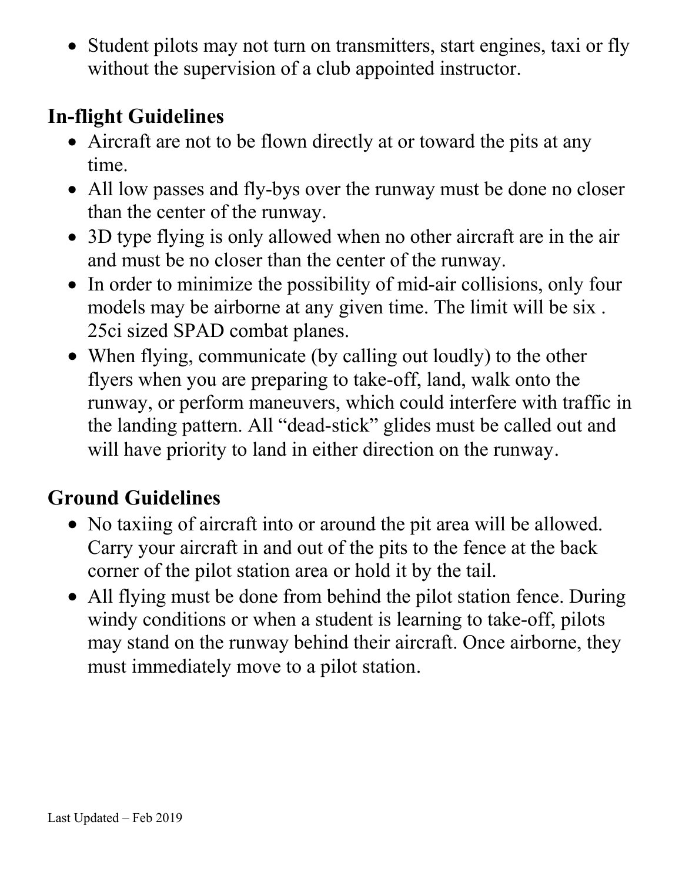- Student pilots may not turn on transmitters, start engines, taxi or fly without the supervision of a club appointed instructor.

## In-flight Guidelines

- Aircraft are not to be flown directly at or toward the pits at any time.
- All low passes and fly-bys over the runway must be done no closer than the center of the runway.
- 3D type flying is only allowed when no other aircraft are in the air and must be no closer than the center of the runway.
- In order to minimize the possibility of mid-air collisions, only four models may be airborne at any given time. The limit will be six .25ci sized SPAD combat planes.
- When flying, communicate (by calling out loudly) to the other flyers when you are preparing to take-off, land, walk onto the runway, or perform maneuvers, which could interfere with traffic in the landing pattern. All "dead-stick" glides must be called out and will have priority to land in either direction on the runway.

## Ground Guidelines

- No taxiing of aircraft into or around the pit area will be allowed. Carry your aircraft in and out of the pits to the fence at the back corner of the pilot station area or hold it by the tail.
- All flying must be done from behind the pilot station fence. During windy conditions or when a student is learning to take-off, pilots may stand on the runway behind their aircraft. Once airborne, they must immediately move to a pilot station.

Last Updated – Feb 2019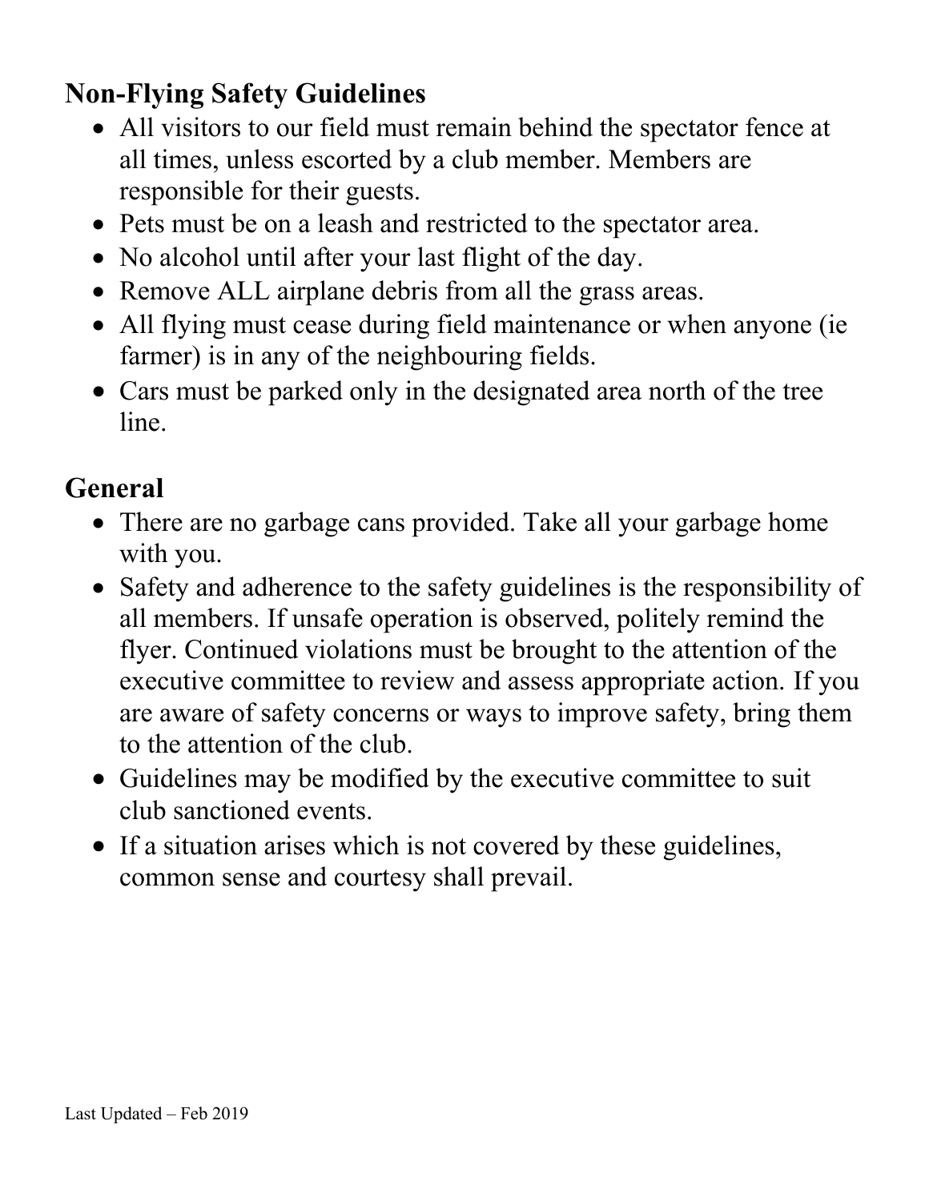## Non-Flying Safety Guidelines

- All visitors to our field must remain behind the spectator fence at all times, unless escorted by a club member. Members are responsible for their guests.
- Pets must be on a leash and restricted to the spectator area.
- No alcohol until after your last flight of the day.
- Remove ALL airplane debris from all the grass areas.
- All flying must cease during field maintenance or when anyone (ie farmer) is in any of the neighbouring fields.
- Cars must be parked only in the designated area north of the tree line.

## General

- There are no garbage cans provided. Take all your garbage home with you.
- Safety and adherence to the safety guidelines is the responsibility of all members. If unsafe operation is observed, politely remind the flyer. Continued violations must be brought to the attention of the executive committee to review and assess appropriate action. If you are aware of safety concerns or ways to improve safety, bring them to the attention of the club.
- Guidelines may be modified by the executive committee to suit club sanctioned events.
- If a situation arises which is not covered by these guidelines, common sense and courtesy shall prevail.

Last Updated – Feb 2019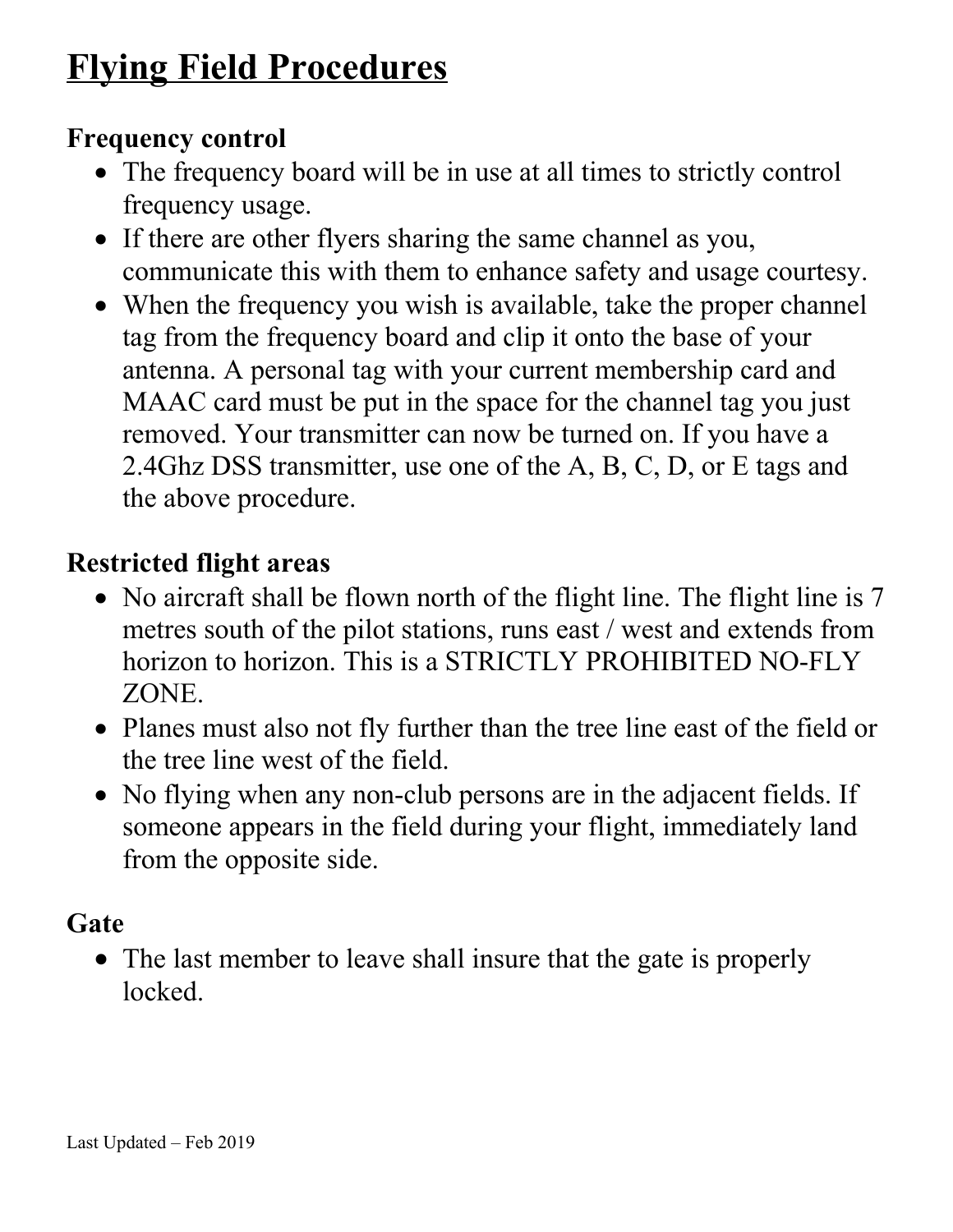# Flying Field Procedures

### Frequency control

- The frequency board will be in use at all times to strictly control frequency usage.
- If there are other flyers sharing the same channel as you, communicate this with them to enhance safety and usage courtesy.
- When the frequency you wish is available, take the proper channel tag from the frequency board and clip it onto the base of your antenna. A personal tag with your current membership card and MAAC card must be put in the space for the channel tag you just removed. Your transmitter can now be turned on. If you have a 2.4Ghz DSS transmitter, use one of the A, B, C, D, or E tags and the above procedure.

### Restricted flight areas

- No aircraft shall be flown north of the flight line. The flight line is 7 metres south of the pilot stations, runs east / west and extends from horizon to horizon. This is a STRICTLY PROHIBITED NO-FLY ZONE.
- Planes must also not fly further than the tree line east of the field or the tree line west of the field.
- No flying when any non-club persons are in the adjacent fields. If someone appears in the field during your flight, immediately land from the opposite side.

### Gate

- The last member to leave shall insure that the gate is properly locked.

Last Updated – Feb 2019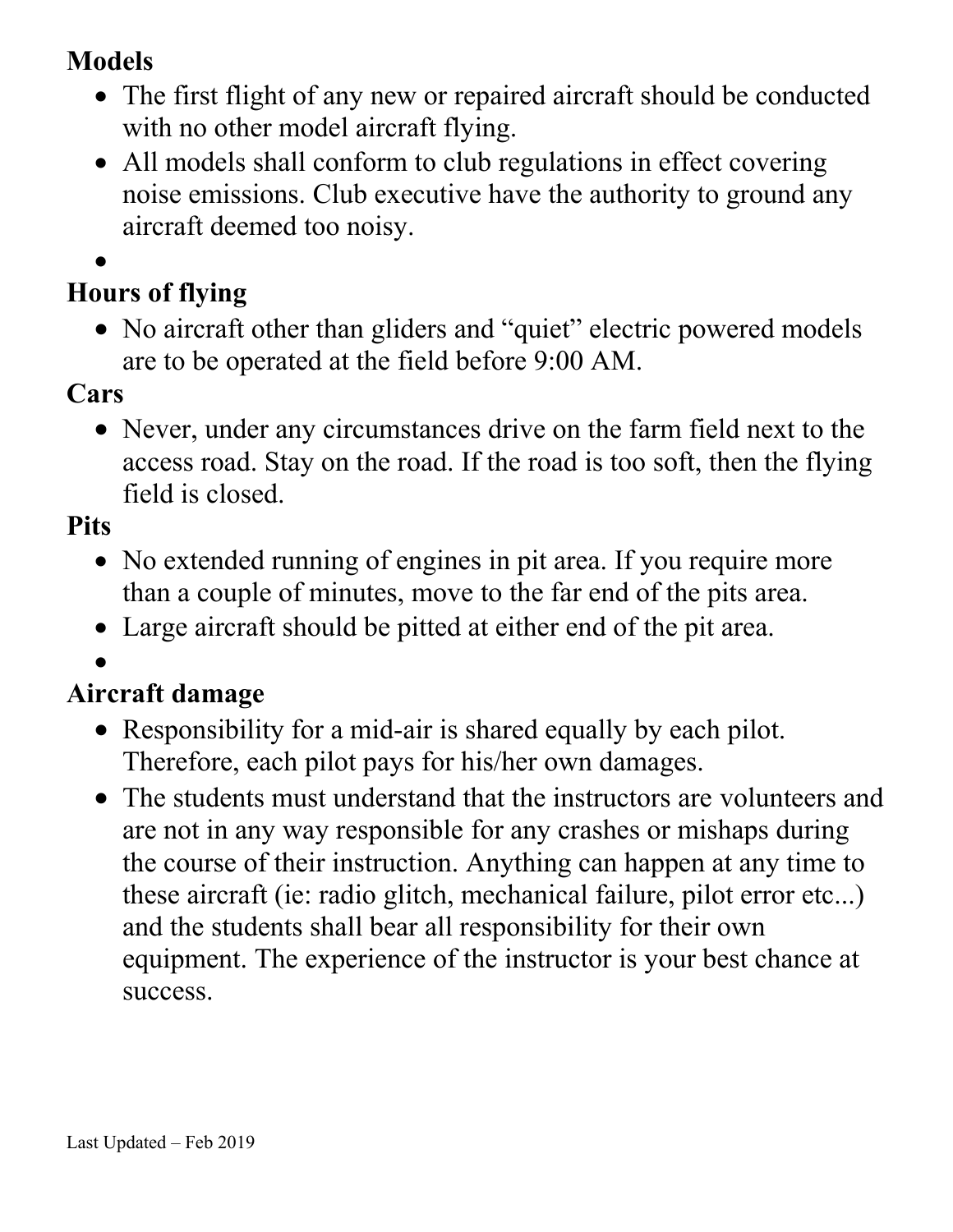**Models**

- The first flight of any new or repaired aircraft should be conducted with no other model aircraft flying.
- All models shall conform to club regulations in effect covering noise emissions. Club executive have the authority to ground any aircraft deemed too noisy.

**Hours of flying**

- No aircraft other than gliders and "quiet" electric powered models are to be operated at the field before 9:00 AM.

**Cars**

- Never, under any circumstances drive on the farm field next to the access road. Stay on the road. If the road is too soft, then the flying field is closed.

**Pits**

- No extended running of engines in pit area. If you require more than a couple of minutes, move to the far end of the pits area.
- Large aircraft should be pitted at either end of the pit area.

**Aircraft damage**

- Responsibility for a mid-air is shared equally by each pilot. Therefore, each pilot pays for his/her own damages.
- The students must understand that the instructors are volunteers and are not in any way responsible for any crashes or mishaps during the course of their instruction. Anything can happen at any time to these aircraft (ie: radio glitch, mechanical failure, pilot error etc...) and the students shall bear all responsibility for their own equipment. The experience of the instructor is your best chance at success.

Last Updated – Feb 2019